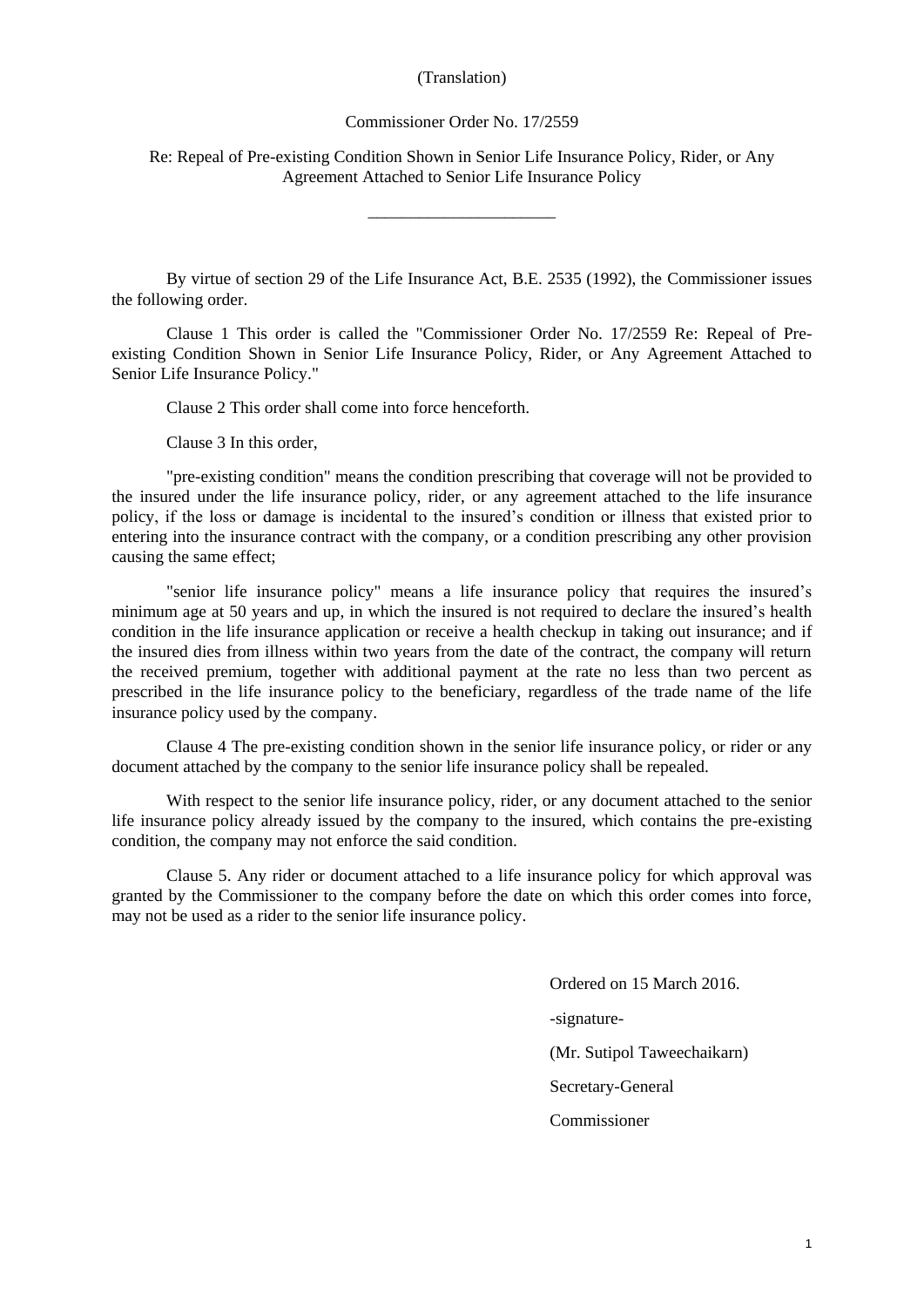(Translation)

Commissioner Order No. 17/2559

Re: Repeal of Pre-existing Condition Shown in Senior Life Insurance Policy, Rider, or Any Agreement Attached to Senior Life Insurance Policy

______________________

By virtue of section 29 of the Life Insurance Act, B.E. 2535 (1992), the Commissioner issues the following order.

Clause 1 This order is called the "Commissioner Order No. 17/2559 Re: Repeal of Pre-existing Condition Shown in Senior Life Insurance Policy, Rider, or Any Agreement Attached to Senior Life Insurance Policy."

Clause 2 This order shall come into force henceforth.

Clause 3 In this order,

"pre-existing condition" means the condition prescribing that coverage will not be provided to the insured under the life insurance policy, rider, or any agreement attached to the life insurance policy, if the loss or damage is incidental to the insured's condition or illness that existed prior to entering into the insurance contract with the company, or a condition prescribing any other provision causing the same effect;

"senior life insurance policy" means a life insurance policy that requires the insured's minimum age at 50 years and up, in which the insured is not required to declare the insured's health condition in the life insurance application or receive a health checkup in taking out insurance; and if the insured dies from illness within two years from the date of the contract, the company will return the received premium, together with additional payment at the rate no less than two percent as prescribed in the life insurance policy to the beneficiary, regardless of the trade name of the life insurance policy used by the company.

Clause 4 The pre-existing condition shown in the senior life insurance policy, or rider or any document attached by the company to the senior life insurance policy shall be repealed.

With respect to the senior life insurance policy, rider, or any document attached to the senior life insurance policy already issued by the company to the insured, which contains the pre-existing condition, the company may not enforce the said condition.

Clause 5. Any rider or document attached to a life insurance policy for which approval was granted by the Commissioner to the company before the date on which this order comes into force, may not be used as a rider to the senior life insurance policy.

Ordered on 15 March 2016.

-signature-

(Mr. Sutipol Taweechaikarn)

Secretary-General

Commissioner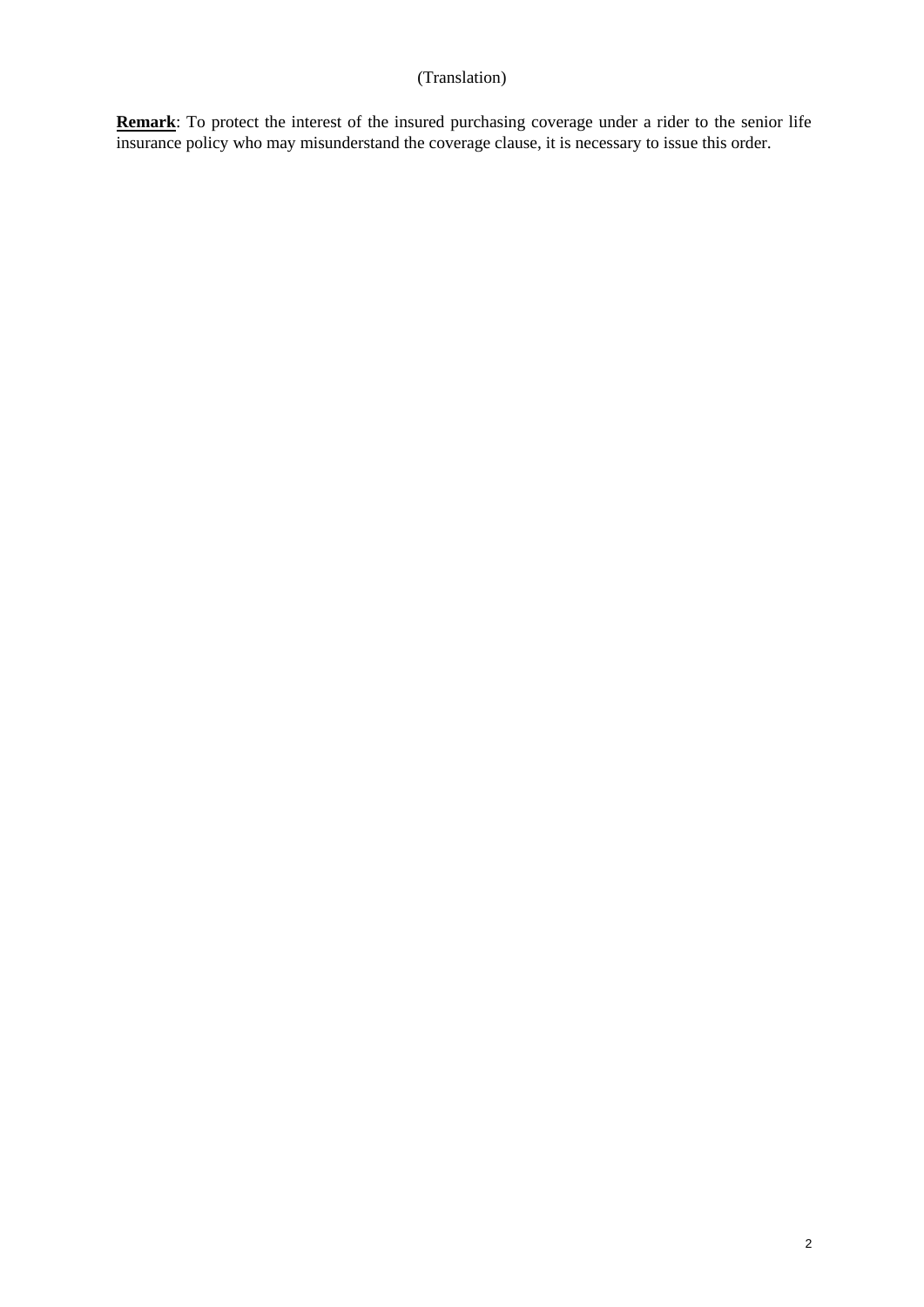(Translation)

**Remark**: To protect the interest of the insured purchasing coverage under a rider to the senior life insurance policy who may misunderstand the coverage clause, it is necessary to issue this order.